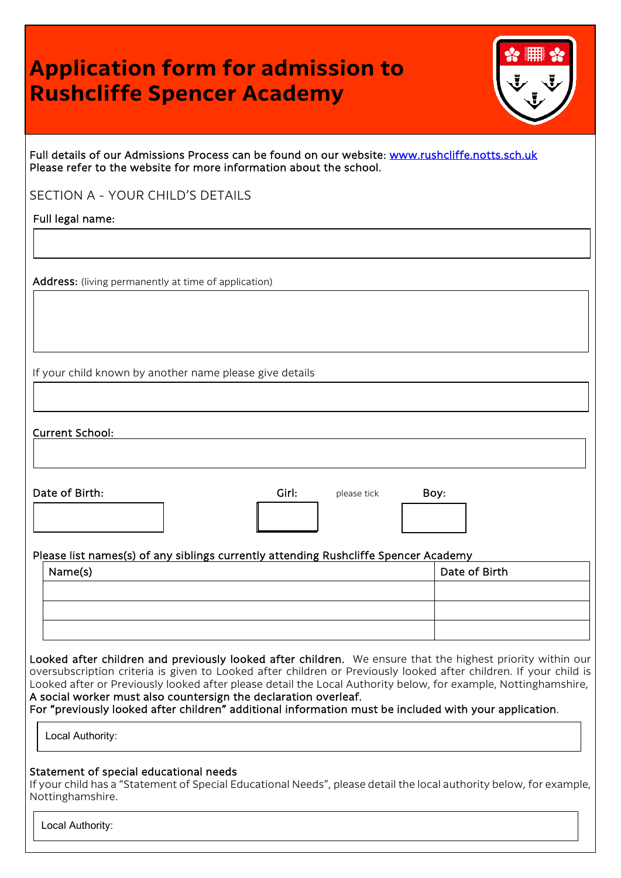# Application form for admission to Rushcliffe Spencer Academy

Full details of our Admissions Process can be found on our website: [www.rushcliffe.notts.sch.uk](http://www.rushcliffe.notts.sch.uk)
Please refer to the website for more information about the school.

## SECTION A - YOUR CHILD'S DETAILS

Full legal name:

Address: (living permanently at time of application)

If your child known by another name please give details

Current School:

Date of Birth:

Girl: please tick Boy:

Please list names(s) of any siblings currently attending Rushcliffe Spencer Academy

| Name(s) | Date of Birth |
|---|---|
| | |
| | |
| | |

**Looked after children and previously looked after children.** We ensure that the highest priority within our oversubscription criteria is given to Looked after children or Previously looked after children. If your child is Looked after or Previously looked after please detail the Local Authority below, for example, Nottinghamshire,
**A social worker must also countersign the declaration overleaf.**
**For "previously looked after children" additional information must be included with your application.**

Local Authority:

**Statement of special educational needs**
If your child has a "Statement of Special Educational Needs", please detail the local authority below, for example, Nottinghamshire.

Local Authority: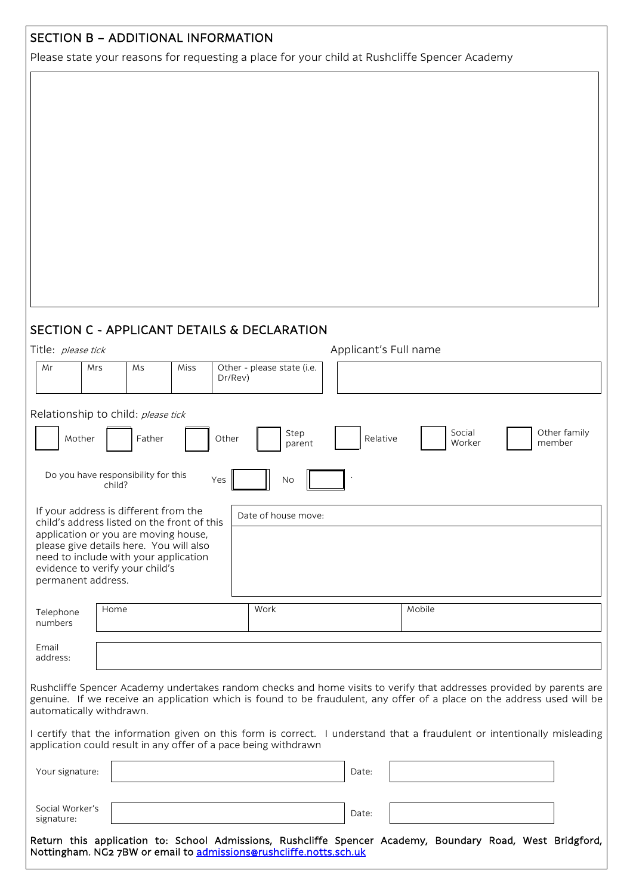## SECTION B – ADDITIONAL INFORMATION

Please state your reasons for requesting a place for your child at Rushcliffe Spencer Academy

| |
|---|
| |

## SECTION C - APPLICANT DETAILS & DECLARATION

Title: *please tick*

| Mr | Mrs | Ms | Miss | Other - please state (i.e. Dr/Rev) |
|---|---|---|---|---|
| | | | | |

Applicant's Full name

| |
|---|
| |

Relationship to child: *please tick*

| Mother | Father | Other | Step parent | Relative | Social Worker | Other family member |
|---|---|---|---|---|---|---|
| | | | | | | |

Do you have responsibility for this child?

| Yes | No |
|---|---|
| | |

| | |
|---|---|
| If your address is different from the child's address listed on the front of this application or you are moving house, please give details here. You will also need to include with your application evidence to verify your child's permanent address. | Date of house move: |

| | | | |
|---|---|---|---|
| Telephone numbers | Home | Work | Mobile |
| Email address: | | | |

Rushcliffe Spencer Academy undertakes random checks and home visits to verify that addresses provided by parents are genuine. If we receive an application which is found to be fraudulent, any offer of a place on the address used will be automatically withdrawn.

I certify that the information given on this form is correct. I understand that a fraudulent or intentionally misleading application could result in any offer of a pace being withdrawn

| | | | |
|---|---|---|---|
| Your signature: | | Date: | |
| Social Worker's signature: | | Date: | |

**Return this application to: School Admissions, Rushcliffe Spencer Academy, Boundary Road, West Bridgford, Nottingham. NG2 7BW or email to admissions@rushcliffe.notts.sch.uk**